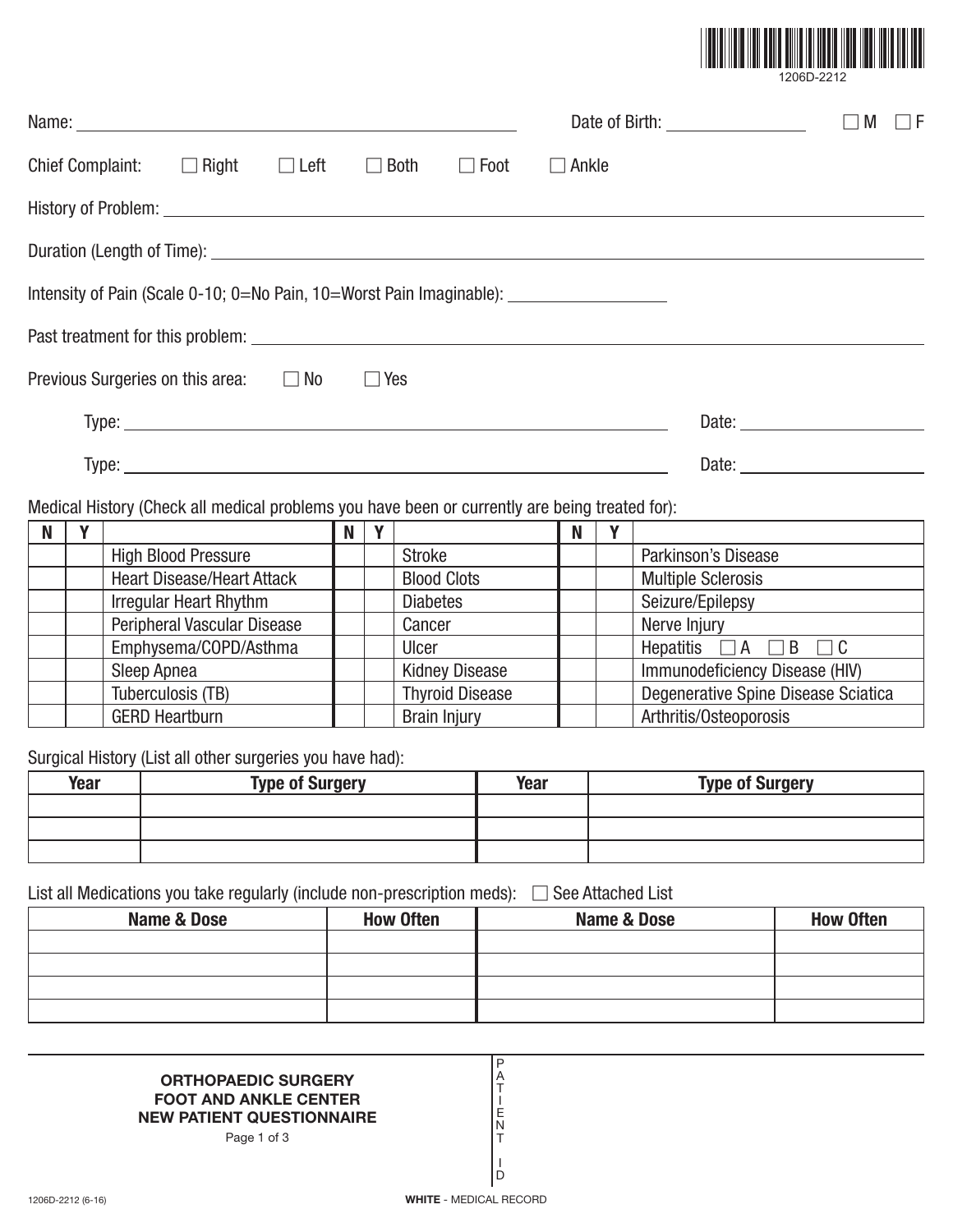1206D-2212

Name: ____________________ Date of Birth: ____________ ☐ M ☐ F

Chief Complaint: ☐ Right ☐ Left ☐ Both ☐ Foot ☐ Ankle

History of Problem: ____________________

Duration (Length of Time): ____________________

Intensity of Pain (Scale 0-10; 0=No Pain, 10=Worst Pain Imaginable): ____________

Past treatment for this problem: ____________________

Previous Surgeries on this area: ☐ No ☐ Yes

Type: ____________________ Date: ____________

Type: ____________________ Date: ____________

Medical History (Check all medical problems you have been or currently are being treated for):

| N | Y | | N | Y | | N | Y | |
|---|---|---|---|---|---|---|---|---|
| | | High Blood Pressure | | | Stroke | | | Parkinson's Disease |
| | | Heart Disease/Heart Attack | | | Blood Clots | | | Multiple Sclerosis |
| | | Irregular Heart Rhythm | | | Diabetes | | | Seizure/Epilepsy |
| | | Peripheral Vascular Disease | | | Cancer | | | Nerve Injury |
| | | Emphysema/COPD/Asthma | | | Ulcer | | | Hepatitis ☐ A ☐ B ☐ C |
| | | Sleep Apnea | | | Kidney Disease | | | Immunodeficiency Disease (HIV) |
| | | Tuberculosis (TB) | | | Thyroid Disease | | | Degenerative Spine Disease Sciatica |
| | | GERD Heartburn | | | Brain Injury | | | Arthritis/Osteoporosis |

Surgical History (List all other surgeries you have had):

| Year | Type of Surgery | Year | Type of Surgery |
|---|---|---|---|
| | | | |
| | | | |
| | | | |

List all Medications you take regularly (include non-prescription meds): ☐ See Attached List

| Name & Dose | How Often | Name & Dose | How Often |
|---|---|---|---|
| | | | |
| | | | |
| | | | |
| | | | |

**ORTHOPAEDIC SURGERY**
**FOOT AND ANKLE CENTER**
**NEW PATIENT QUESTIONNAIRE**

PATIENT ID

1206D-2212 (6-16)

**WHITE** - MEDICAL RECORD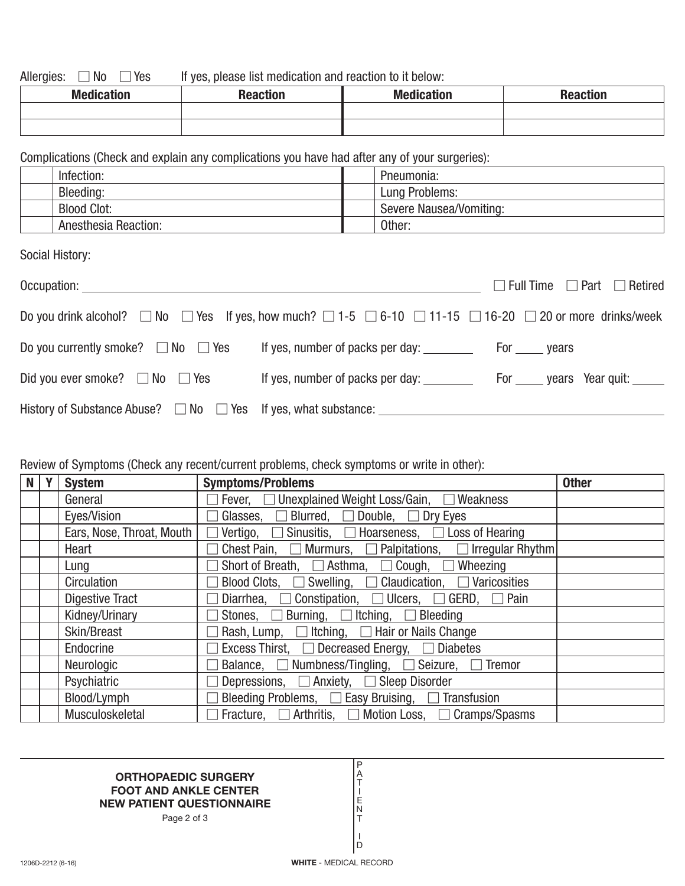Allergies: ☐ No ☐ Yes If yes, please list medication and reaction to it below:

| Medication | Reaction | Medication | Reaction |
|---|---|---|---|
| | | | |
| | | | |

Complications (Check and explain any complications you have had after any of your surgeries):

| | | | |
|---|---|---|---|
| | Infection: | | Pneumonia: |
| | Bleeding: | | Lung Problems: |
| | Blood Clot: | | Severe Nausea/Vomiting: |
| | Anesthesia Reaction: | | Other: |

Social History:

Occupation: ______________________________ ☐ Full Time ☐ Part ☐ Retired

Do you drink alcohol? ☐ No ☐ Yes If yes, how much? ☐ 1-5 ☐ 6-10 ☐ 11-15 ☐ 16-20 ☐ 20 or more drinks/week

Do you currently smoke? ☐ No ☐ Yes If yes, number of packs per day: ________ For _____ years

Did you ever smoke? ☐ No ☐ Yes If yes, number of packs per day: ________ For _____ years Year quit: _____

History of Substance Abuse? ☐ No ☐ Yes If yes, what substance: ______________________________

Review of Symptoms (Check any recent/current problems, check symptoms or write in other):

| N | Y | System | Symptoms/Problems | Other |
|---|---|---|---|---|
| | | General | ☐ Fever, ☐ Unexplained Weight Loss/Gain, ☐ Weakness | |
| | | Eyes/Vision | ☐ Glasses, ☐ Blurred, ☐ Double, ☐ Dry Eyes | |
| | | Ears, Nose, Throat, Mouth | ☐ Vertigo, ☐ Sinusitis, ☐ Hoarseness, ☐ Loss of Hearing | |
| | | Heart | ☐ Chest Pain, ☐ Murmurs, ☐ Palpitations, ☐ Irregular Rhythm | |
| | | Lung | ☐ Short of Breath, ☐ Asthma, ☐ Cough, ☐ Wheezing | |
| | | Circulation | ☐ Blood Clots, ☐ Swelling, ☐ Claudication, ☐ Varicosities | |
| | | Digestive Tract | ☐ Diarrhea, ☐ Constipation, ☐ Ulcers, ☐ GERD, ☐ Pain | |
| | | Kidney/Urinary | ☐ Stones, ☐ Burning, ☐ Itching, ☐ Bleeding | |
| | | Skin/Breast | ☐ Rash, Lump, ☐ Itching, ☐ Hair or Nails Change | |
| | | Endocrine | ☐ Excess Thirst, ☐ Decreased Energy, ☐ Diabetes | |
| | | Neurologic | ☐ Balance, ☐ Numbness/Tingling, ☐ Seizure, ☐ Tremor | |
| | | Psychiatric | ☐ Depressions, ☐ Anxiety, ☐ Sleep Disorder | |
| | | Blood/Lymph | ☐ Bleeding Problems, ☐ Easy Bruising, ☐ Transfusion | |
| | | Musculoskeletal | ☐ Fracture, ☐ Arthritis, ☐ Motion Loss, ☐ Cramps/Spasms | |

**ORTHOPAEDIC SURGERY**
**FOOT AND ANKLE CENTER**
**NEW PATIENT QUESTIONNAIRE**

PATIENT ID

1206D-2212 (6-16)

**WHITE** - MEDICAL RECORD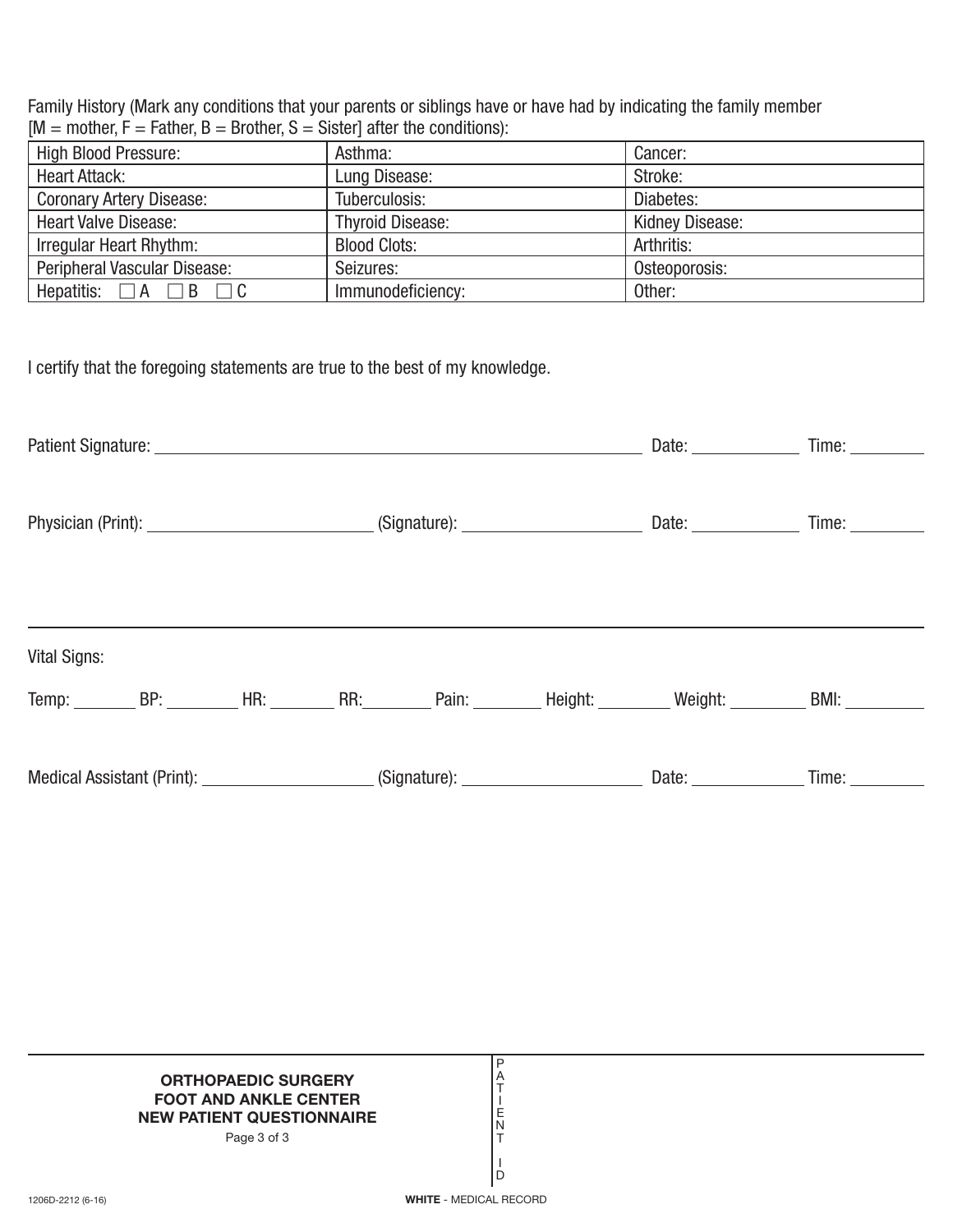Family History (Mark any conditions that your parents or siblings have or have had by indicating the family member [M = mother, F = Father, B = Brother, S = Sister] after the conditions):

| | | |
|---|---|---|
| High Blood Pressure: | Asthma: | Cancer: |
| Heart Attack: | Lung Disease: | Stroke: |
| Coronary Artery Disease: | Tuberculosis: | Diabetes: |
| Heart Valve Disease: | Thyroid Disease: | Kidney Disease: |
| Irregular Heart Rhythm: | Blood Clots: | Arthritis: |
| Peripheral Vascular Disease: | Seizures: | Osteoporosis: |
| Hepatitis: ☐ A ☐ B ☐ C | Immunodeficiency: | Other: |

I certify that the foregoing statements are true to the best of my knowledge.

Patient Signature: ______________________________ Date: __________ Time: ________

Physician (Print): ____________________ (Signature): ____________________ Date: __________ Time: ________

---

Vital Signs:

Temp: ______ BP: ______ HR: ______ RR: ______ Pain: ______ Height: ______ Weight: ______ BMI: ______

Medical Assistant (Print): ____________________ (Signature): ____________________ Date: __________ Time: ________

---

**ORTHOPAEDIC SURGERY**
**FOOT AND ANKLE CENTER**
**NEW PATIENT QUESTIONNAIRE**

PATIENT ID

1206D-2212 (6-16)

**WHITE** - MEDICAL RECORD